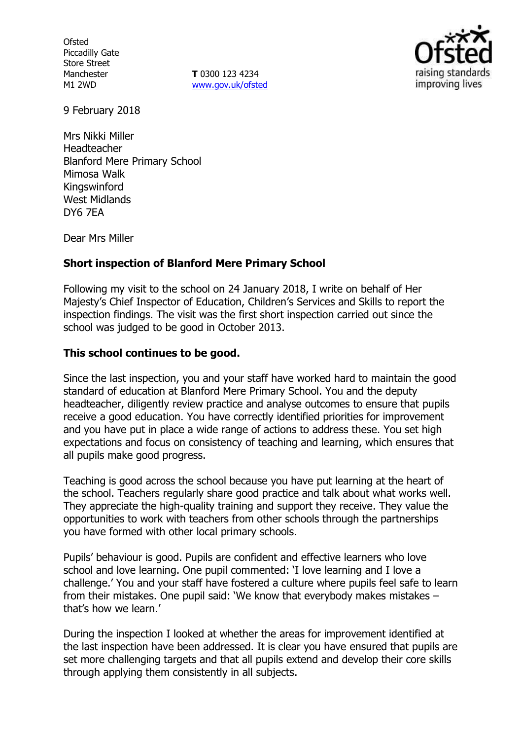Ofsted
Piccadilly Gate
Store Street
Manchester
M1 2WD

**T** 0300 123 4234
www.gov.uk/ofsted

9 February 2018

Mrs Nikki Miller
Headteacher
Blanford Mere Primary School
Mimosa Walk
Kingswinford
West Midlands
DY6 7EA

Dear Mrs Miller

**Short inspection of Blanford Mere Primary School**

Following my visit to the school on 24 January 2018, I write on behalf of Her Majesty's Chief Inspector of Education, Children's Services and Skills to report the inspection findings. The visit was the first short inspection carried out since the school was judged to be good in October 2013.

**This school continues to be good.**

Since the last inspection, you and your staff have worked hard to maintain the good standard of education at Blanford Mere Primary School. You and the deputy headteacher, diligently review practice and analyse outcomes to ensure that pupils receive a good education. You have correctly identified priorities for improvement and you have put in place a wide range of actions to address these. You set high expectations and focus on consistency of teaching and learning, which ensures that all pupils make good progress.

Teaching is good across the school because you have put learning at the heart of the school. Teachers regularly share good practice and talk about what works well. They appreciate the high-quality training and support they receive. They value the opportunities to work with teachers from other schools through the partnerships you have formed with other local primary schools.

Pupils' behaviour is good. Pupils are confident and effective learners who love school and love learning. One pupil commented: 'I love learning and I love a challenge.' You and your staff have fostered a culture where pupils feel safe to learn from their mistakes. One pupil said: 'We know that everybody makes mistakes – that's how we learn.'

During the inspection I looked at whether the areas for improvement identified at the last inspection have been addressed. It is clear you have ensured that pupils are set more challenging targets and that all pupils extend and develop their core skills through applying them consistently in all subjects.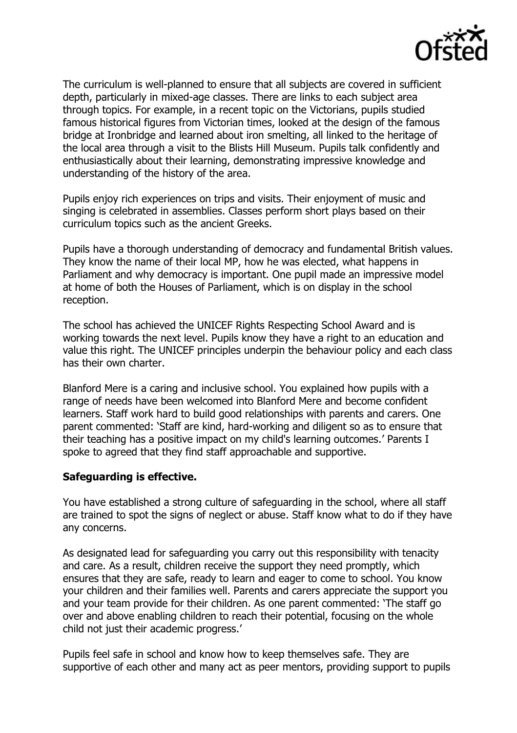The curriculum is well-planned to ensure that all subjects are covered in sufficient depth, particularly in mixed-age classes. There are links to each subject area through topics. For example, in a recent topic on the Victorians, pupils studied famous historical figures from Victorian times, looked at the design of the famous bridge at Ironbridge and learned about iron smelting, all linked to the heritage of the local area through a visit to the Blists Hill Museum. Pupils talk confidently and enthusiastically about their learning, demonstrating impressive knowledge and understanding of the history of the area.

Pupils enjoy rich experiences on trips and visits. Their enjoyment of music and singing is celebrated in assemblies. Classes perform short plays based on their curriculum topics such as the ancient Greeks.

Pupils have a thorough understanding of democracy and fundamental British values. They know the name of their local MP, how he was elected, what happens in Parliament and why democracy is important. One pupil made an impressive model at home of both the Houses of Parliament, which is on display in the school reception.

The school has achieved the UNICEF Rights Respecting School Award and is working towards the next level. Pupils know they have a right to an education and value this right. The UNICEF principles underpin the behaviour policy and each class has their own charter.

Blanford Mere is a caring and inclusive school. You explained how pupils with a range of needs have been welcomed into Blanford Mere and become confident learners. Staff work hard to build good relationships with parents and carers. One parent commented: 'Staff are kind, hard-working and diligent so as to ensure that their teaching has a positive impact on my child's learning outcomes.' Parents I spoke to agreed that they find staff approachable and supportive.

**Safeguarding is effective.**

You have established a strong culture of safeguarding in the school, where all staff are trained to spot the signs of neglect or abuse. Staff know what to do if they have any concerns.

As designated lead for safeguarding you carry out this responsibility with tenacity and care. As a result, children receive the support they need promptly, which ensures that they are safe, ready to learn and eager to come to school. You know your children and their families well. Parents and carers appreciate the support you and your team provide for their children. As one parent commented: 'The staff go over and above enabling children to reach their potential, focusing on the whole child not just their academic progress.'

Pupils feel safe in school and know how to keep themselves safe. They are supportive of each other and many act as peer mentors, providing support to pupils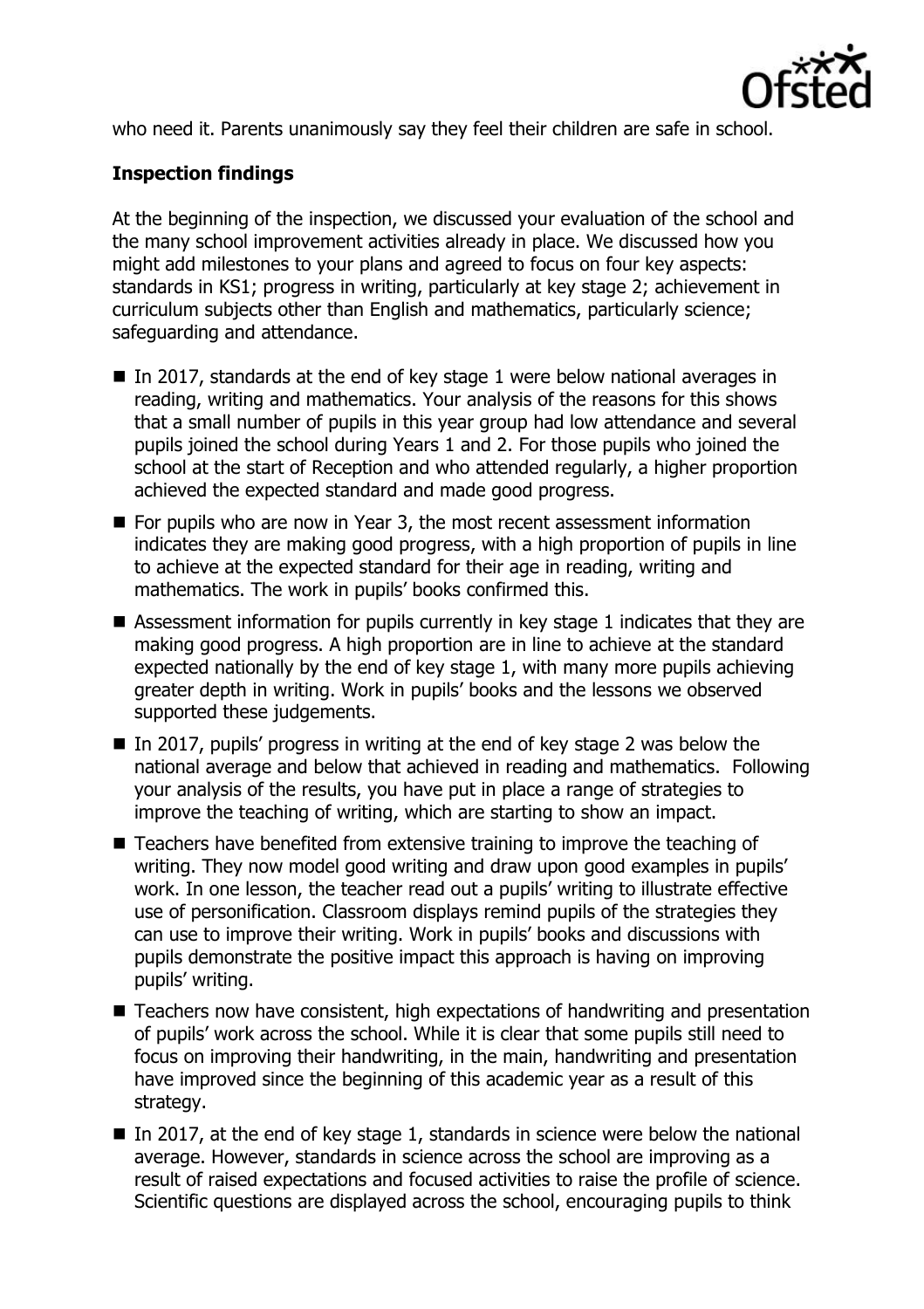who need it. Parents unanimously say they feel their children are safe in school.

**Inspection findings**

At the beginning of the inspection, we discussed your evaluation of the school and the many school improvement activities already in place. We discussed how you might add milestones to your plans and agreed to focus on four key aspects: standards in KS1; progress in writing, particularly at key stage 2; achievement in curriculum subjects other than English and mathematics, particularly science; safeguarding and attendance.

- In 2017, standards at the end of key stage 1 were below national averages in reading, writing and mathematics. Your analysis of the reasons for this shows that a small number of pupils in this year group had low attendance and several pupils joined the school during Years 1 and 2. For those pupils who joined the school at the start of Reception and who attended regularly, a higher proportion achieved the expected standard and made good progress.
- For pupils who are now in Year 3, the most recent assessment information indicates they are making good progress, with a high proportion of pupils in line to achieve at the expected standard for their age in reading, writing and mathematics. The work in pupils' books confirmed this.
- Assessment information for pupils currently in key stage 1 indicates that they are making good progress. A high proportion are in line to achieve at the standard expected nationally by the end of key stage 1, with many more pupils achieving greater depth in writing. Work in pupils' books and the lessons we observed supported these judgements.
- In 2017, pupils' progress in writing at the end of key stage 2 was below the national average and below that achieved in reading and mathematics. Following your analysis of the results, you have put in place a range of strategies to improve the teaching of writing, which are starting to show an impact.
- Teachers have benefited from extensive training to improve the teaching of writing. They now model good writing and draw upon good examples in pupils' work. In one lesson, the teacher read out a pupils' writing to illustrate effective use of personification. Classroom displays remind pupils of the strategies they can use to improve their writing. Work in pupils' books and discussions with pupils demonstrate the positive impact this approach is having on improving pupils' writing.
- Teachers now have consistent, high expectations of handwriting and presentation of pupils' work across the school. While it is clear that some pupils still need to focus on improving their handwriting, in the main, handwriting and presentation have improved since the beginning of this academic year as a result of this strategy.
- In 2017, at the end of key stage 1, standards in science were below the national average. However, standards in science across the school are improving as a result of raised expectations and focused activities to raise the profile of science. Scientific questions are displayed across the school, encouraging pupils to think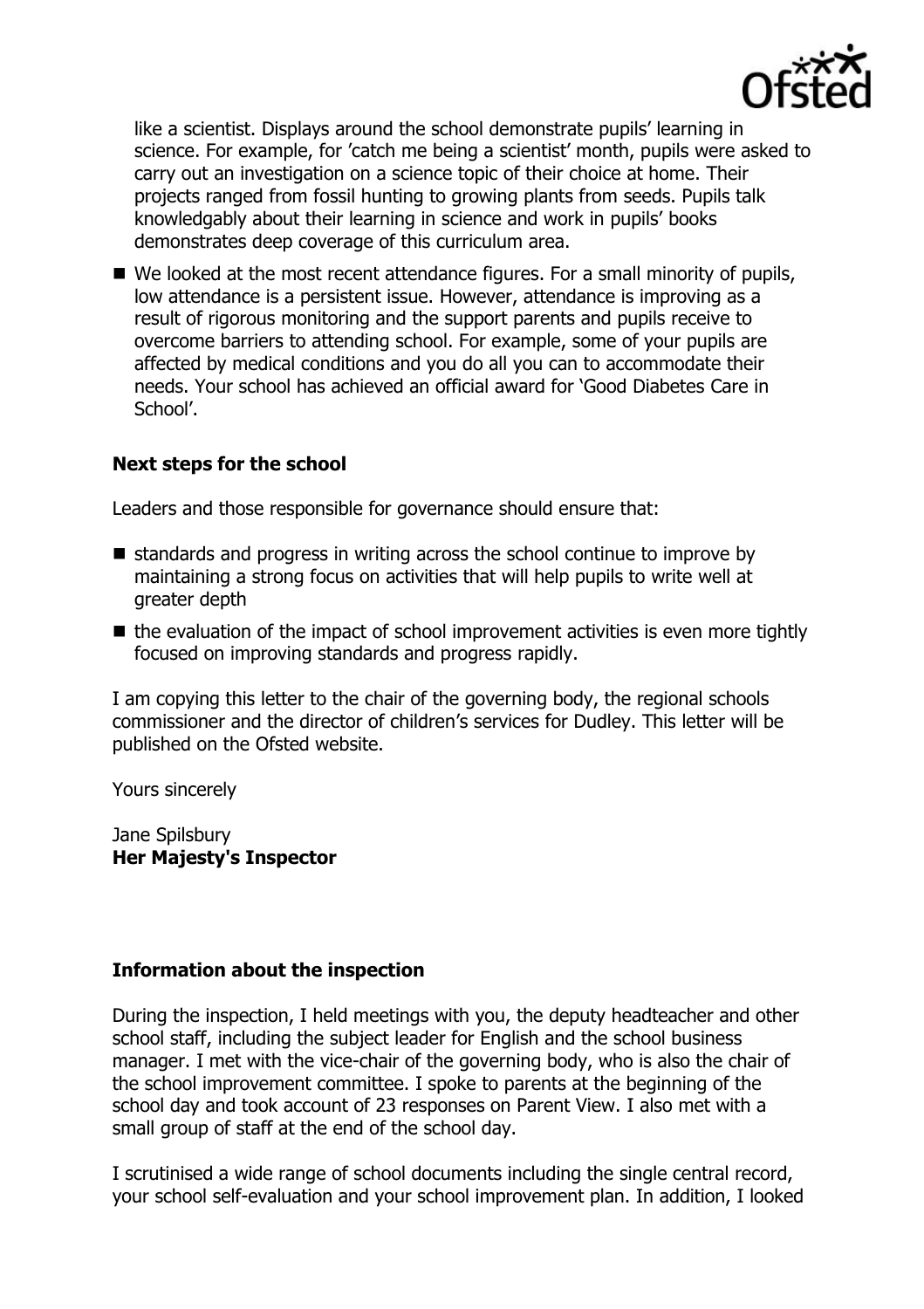like a scientist. Displays around the school demonstrate pupils' learning in science. For example, for 'catch me being a scientist' month, pupils were asked to carry out an investigation on a science topic of their choice at home. Their projects ranged from fossil hunting to growing plants from seeds. Pupils talk knowledgably about their learning in science and work in pupils' books demonstrates deep coverage of this curriculum area.

- We looked at the most recent attendance figures. For a small minority of pupils, low attendance is a persistent issue. However, attendance is improving as a result of rigorous monitoring and the support parents and pupils receive to overcome barriers to attending school. For example, some of your pupils are affected by medical conditions and you do all you can to accommodate their needs. Your school has achieved an official award for 'Good Diabetes Care in School'.

**Next steps for the school**

Leaders and those responsible for governance should ensure that:

- standards and progress in writing across the school continue to improve by maintaining a strong focus on activities that will help pupils to write well at greater depth
- the evaluation of the impact of school improvement activities is even more tightly focused on improving standards and progress rapidly.

I am copying this letter to the chair of the governing body, the regional schools commissioner and the director of children's services for Dudley. This letter will be published on the Ofsted website.

Yours sincerely

Jane Spilsbury
**Her Majesty's Inspector**

**Information about the inspection**

During the inspection, I held meetings with you, the deputy headteacher and other school staff, including the subject leader for English and the school business manager. I met with the vice-chair of the governing body, who is also the chair of the school improvement committee. I spoke to parents at the beginning of the school day and took account of 23 responses on Parent View. I also met with a small group of staff at the end of the school day.

I scrutinised a wide range of school documents including the single central record, your school self-evaluation and your school improvement plan. In addition, I looked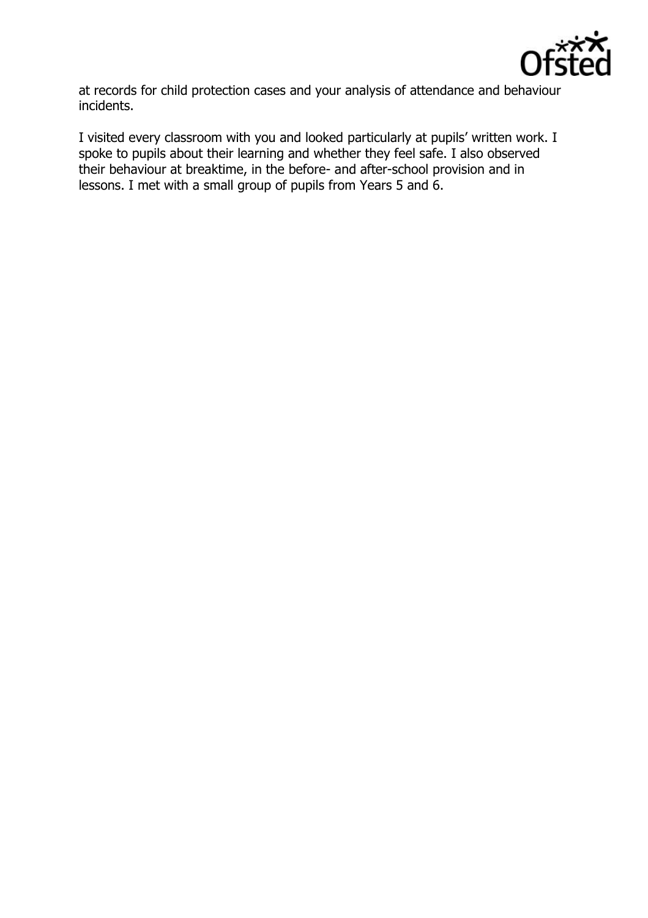at records for child protection cases and your analysis of attendance and behaviour incidents.

I visited every classroom with you and looked particularly at pupils' written work. I spoke to pupils about their learning and whether they feel safe. I also observed their behaviour at breaktime, in the before- and after-school provision and in lessons. I met with a small group of pupils from Years 5 and 6.